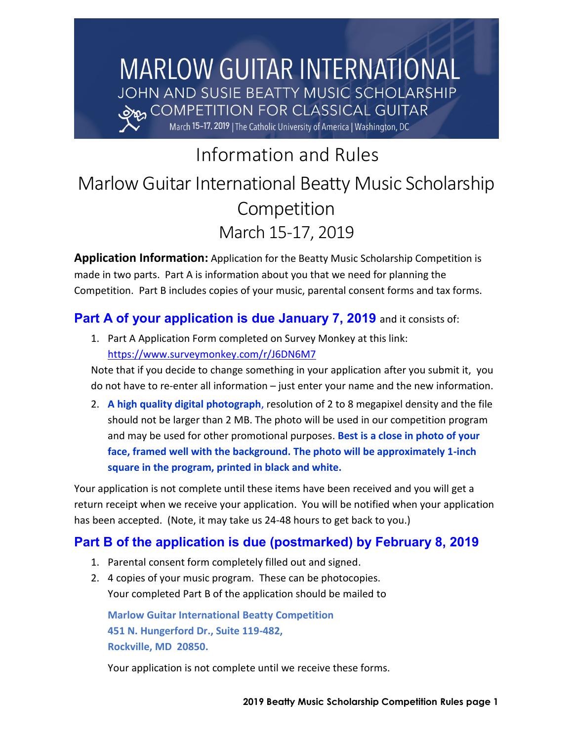# MARLOW GUITAR INTERNATIONAL

JOHN AND SUSIE BEATTY MUSIC SCHOLARSHIP

COMPETITION FOR CLASSICAL GUITAR

March 15-17, 2019 | The Catholic University of America | Washington, DC

# Information and Rules

# Marlow Guitar International Beatty Music Scholarship Competition

## March 15-17, 2019

**Application Information:** Application for the Beatty Music Scholarship Competition is made in two parts. Part A is information about you that we need for planning the Competition. Part B includes copies of your music, parental consent forms and tax forms.

### Part A of your application is due January 7, 2019 and it consists of:

1. Part A Application Form completed on Survey Monkey at this link: https://www.surveymonkey.com/r/J6DN6M7

   Note that if you decide to change something in your application after you submit it, you do not have to re-enter all information – just enter your name and the new information.

2. **A high quality digital photograph**, resolution of 2 to 8 megapixel density and the file should not be larger than 2 MB. The photo will be used in our competition program and may be used for other promotional purposes. **Best is a close in photo of your face, framed well with the background. The photo will be approximately 1-inch square in the program, printed in black and white.**

Your application is not complete until these items have been received and you will get a return receipt when we receive your application. You will be notified when your application has been accepted. (Note, it may take us 24-48 hours to get back to you.)

### Part B of the application is due (postmarked) by February 8, 2019

1. Parental consent form completely filled out and signed.
2. 4 copies of your music program. These can be photocopies.

   Your completed Part B of the application should be mailed to

   **Marlow Guitar International Beatty Competition**
   **451 N. Hungerford Dr., Suite 119-482,**
   **Rockville, MD 20850.**

   Your application is not complete until we receive these forms.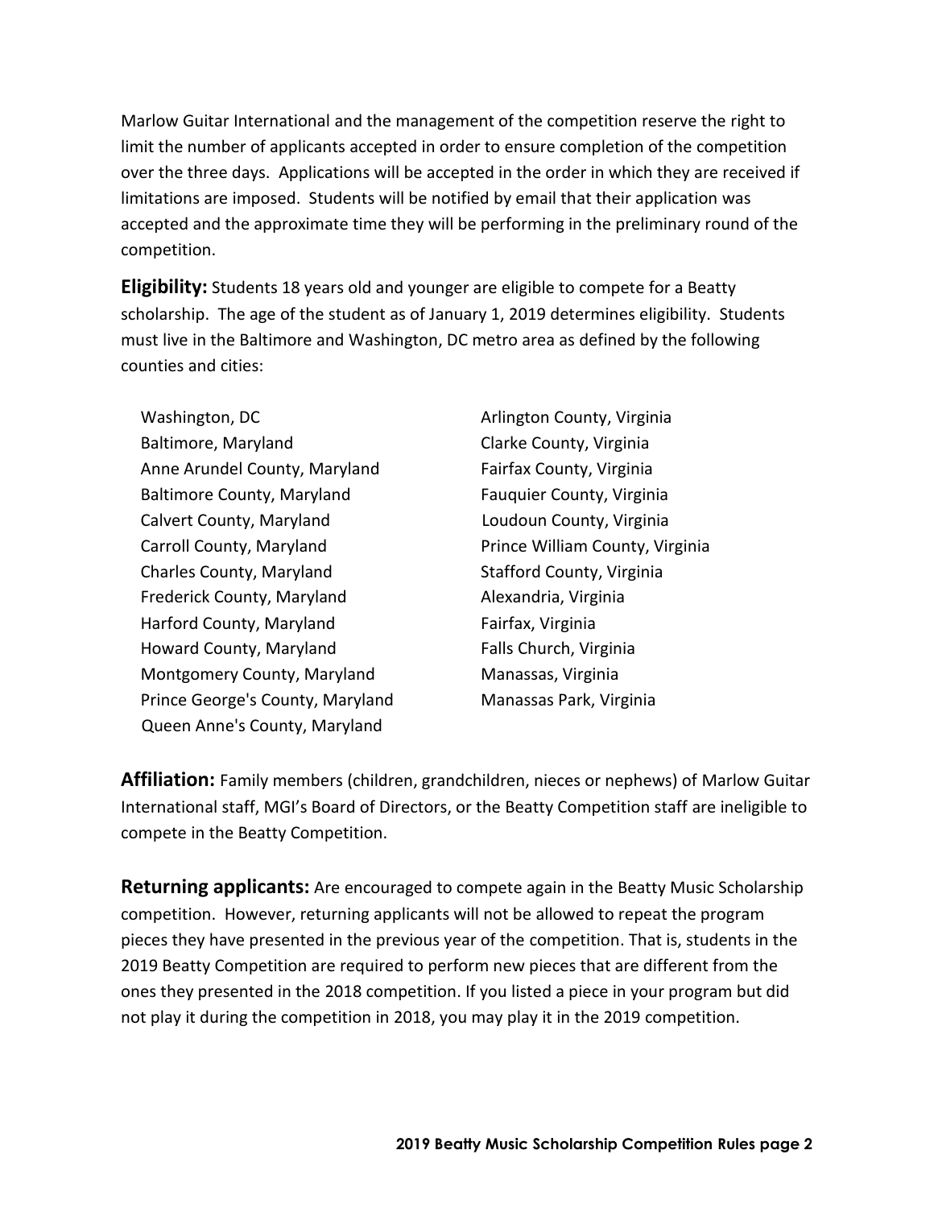Marlow Guitar International and the management of the competition reserve the right to limit the number of applicants accepted in order to ensure completion of the competition over the three days. Applications will be accepted in the order in which they are received if limitations are imposed. Students will be notified by email that their application was accepted and the approximate time they will be performing in the preliminary round of the competition.

**Eligibility:** Students 18 years old and younger are eligible to compete for a Beatty scholarship. The age of the student as of January 1, 2019 determines eligibility. Students must live in the Baltimore and Washington, DC metro area as defined by the following counties and cities:

- Washington, DC
- Baltimore, Maryland
- Anne Arundel County, Maryland
- Baltimore County, Maryland
- Calvert County, Maryland
- Carroll County, Maryland
- Charles County, Maryland
- Frederick County, Maryland
- Harford County, Maryland
- Howard County, Maryland
- Montgomery County, Maryland
- Prince George's County, Maryland
- Queen Anne's County, Maryland
- Arlington County, Virginia
- Clarke County, Virginia
- Fairfax County, Virginia
- Fauquier County, Virginia
- Loudoun County, Virginia
- Prince William County, Virginia
- Stafford County, Virginia
- Alexandria, Virginia
- Fairfax, Virginia
- Falls Church, Virginia
- Manassas, Virginia
- Manassas Park, Virginia

**Affiliation:** Family members (children, grandchildren, nieces or nephews) of Marlow Guitar International staff, MGI's Board of Directors, or the Beatty Competition staff are ineligible to compete in the Beatty Competition.

**Returning applicants:** Are encouraged to compete again in the Beatty Music Scholarship competition. However, returning applicants will not be allowed to repeat the program pieces they have presented in the previous year of the competition. That is, students in the 2019 Beatty Competition are required to perform new pieces that are different from the ones they presented in the 2018 competition. If you listed a piece in your program but did not play it during the competition in 2018, you may play it in the 2019 competition.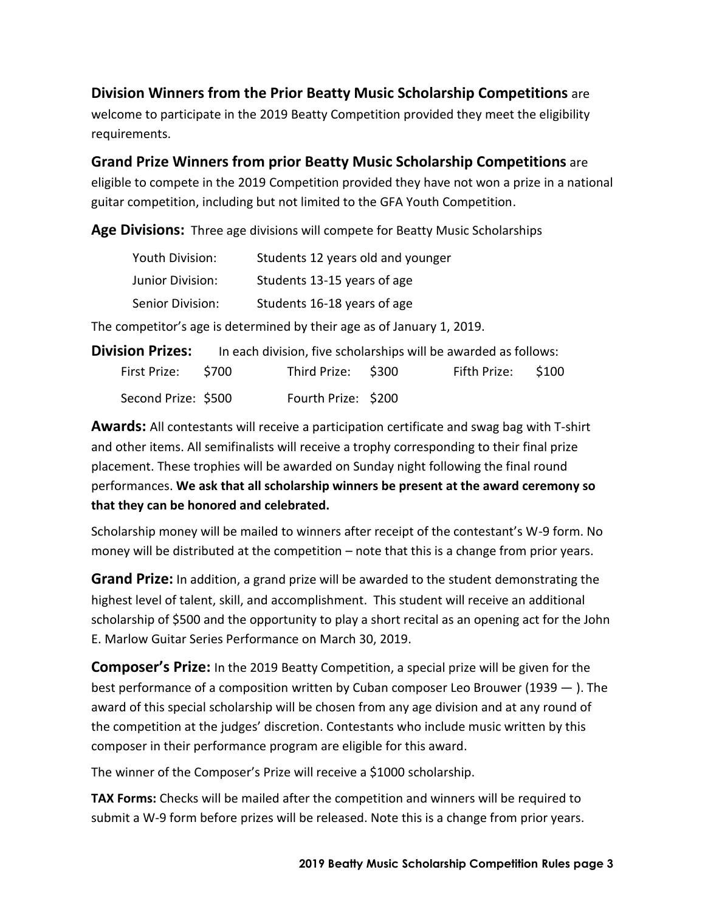**Division Winners from the Prior Beatty Music Scholarship Competitions** are welcome to participate in the 2019 Beatty Competition provided they meet the eligibility requirements.

**Grand Prize Winners from prior Beatty Music Scholarship Competitions** are eligible to compete in the 2019 Competition provided they have not won a prize in a national guitar competition, including but not limited to the GFA Youth Competition.

**Age Divisions:** Three age divisions will compete for Beatty Music Scholarships

| | |
|---|---|
| Youth Division: | Students 12 years old and younger |
| Junior Division: | Students 13-15 years of age |
| Senior Division: | Students 16-18 years of age |

The competitor's age is determined by their age as of January 1, 2019.

**Division Prizes:** In each division, five scholarships will be awarded as follows:

| | | | | | |
|---|---|---|---|---|---|
| First Prize: | $700 | Third Prize: | $300 | Fifth Prize: | $100 |
| Second Prize: | $500 | Fourth Prize: | $200 | | |

**Awards:** All contestants will receive a participation certificate and swag bag with T-shirt and other items. All semifinalists will receive a trophy corresponding to their final prize placement. These trophies will be awarded on Sunday night following the final round performances. **We ask that all scholarship winners be present at the award ceremony so that they can be honored and celebrated.**

Scholarship money will be mailed to winners after receipt of the contestant's W-9 form. No money will be distributed at the competition – note that this is a change from prior years.

**Grand Prize:** In addition, a grand prize will be awarded to the student demonstrating the highest level of talent, skill, and accomplishment. This student will receive an additional scholarship of $500 and the opportunity to play a short recital as an opening act for the John E. Marlow Guitar Series Performance on March 30, 2019.

**Composer's Prize:** In the 2019 Beatty Competition, a special prize will be given for the best performance of a composition written by Cuban composer Leo Brouwer (1939 — ). The award of this special scholarship will be chosen from any age division and at any round of the competition at the judges' discretion. Contestants who include music written by this composer in their performance program are eligible for this award.

The winner of the Composer's Prize will receive a $1000 scholarship.

**TAX Forms:** Checks will be mailed after the competition and winners will be required to submit a W-9 form before prizes will be released. Note this is a change from prior years.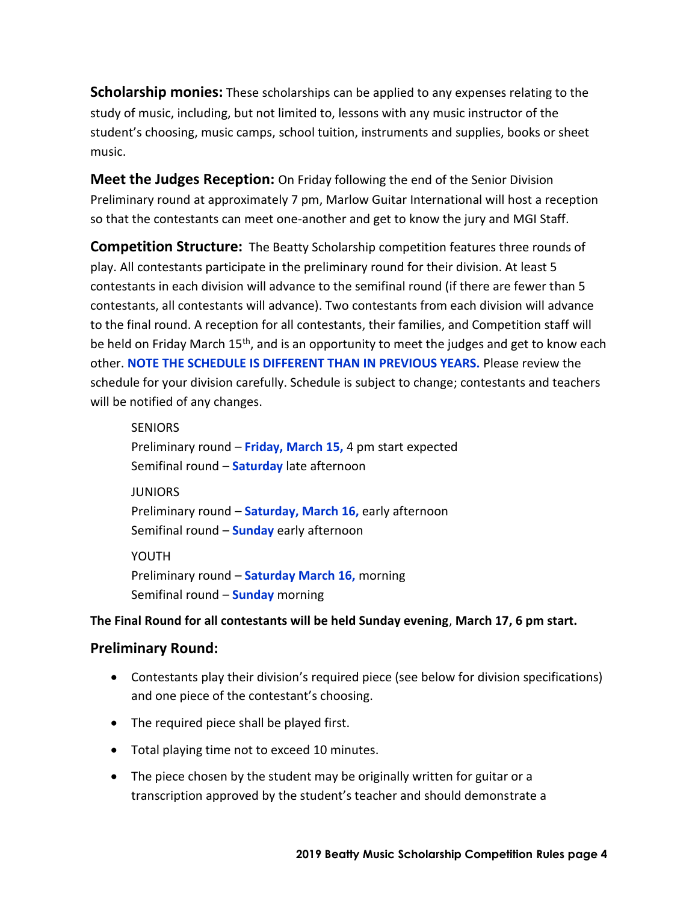**Scholarship monies:** These scholarships can be applied to any expenses relating to the study of music, including, but not limited to, lessons with any music instructor of the student's choosing, music camps, school tuition, instruments and supplies, books or sheet music.

**Meet the Judges Reception:** On Friday following the end of the Senior Division Preliminary round at approximately 7 pm, Marlow Guitar International will host a reception so that the contestants can meet one-another and get to know the jury and MGI Staff.

**Competition Structure:** The Beatty Scholarship competition features three rounds of play. All contestants participate in the preliminary round for their division. At least 5 contestants in each division will advance to the semifinal round (if there are fewer than 5 contestants, all contestants will advance). Two contestants from each division will advance to the final round. A reception for all contestants, their families, and Competition staff will be held on Friday March 15th, and is an opportunity to meet the judges and get to know each other. **NOTE THE SCHEDULE IS DIFFERENT THAN IN PREVIOUS YEARS.** Please review the schedule for your division carefully. Schedule is subject to change; contestants and teachers will be notified of any changes.

SENIORS
Preliminary round – **Friday, March 15,** 4 pm start expected
Semifinal round – **Saturday** late afternoon

JUNIORS
Preliminary round – **Saturday, March 16,** early afternoon
Semifinal round – **Sunday** early afternoon

YOUTH
Preliminary round – **Saturday March 16,** morning
Semifinal round – **Sunday** morning

**The Final Round for all contestants will be held Sunday evening**, **March 17, 6 pm start.**

### Preliminary Round:

- Contestants play their division's required piece (see below for division specifications) and one piece of the contestant's choosing.
- The required piece shall be played first.
- Total playing time not to exceed 10 minutes.
- The piece chosen by the student may be originally written for guitar or a transcription approved by the student's teacher and should demonstrate a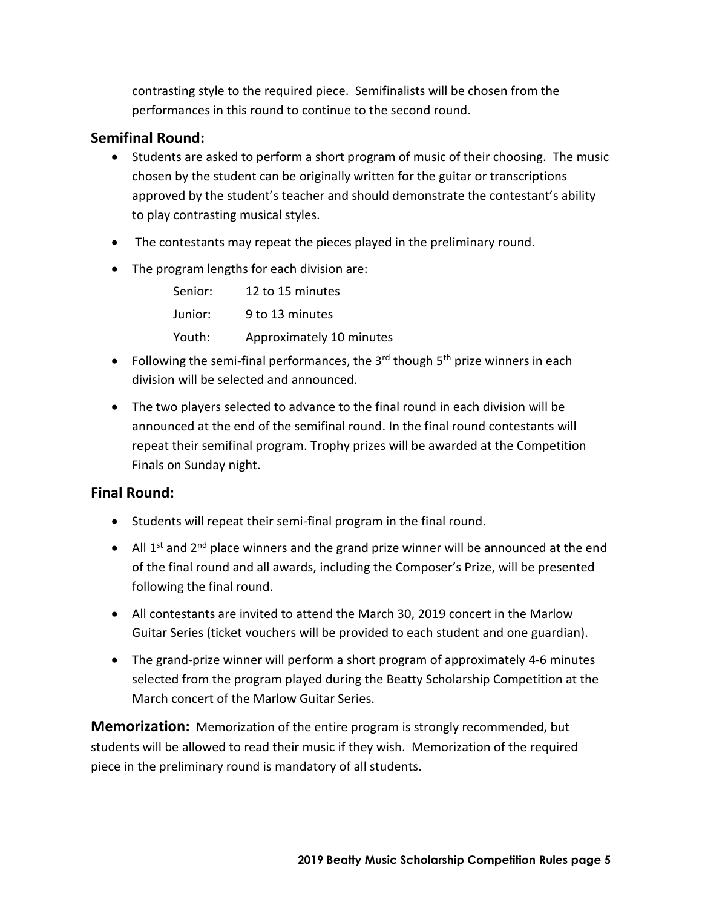contrasting style to the required piece. Semifinalists will be chosen from the performances in this round to continue to the second round.

## Semifinal Round:

- Students are asked to perform a short program of music of their choosing. The music chosen by the student can be originally written for the guitar or transcriptions approved by the student's teacher and should demonstrate the contestant's ability to play contrasting musical styles.
- The contestants may repeat the pieces played in the preliminary round.
- The program lengths for each division are:

  | | |
  |---|---|
  | Senior: | 12 to 15 minutes |
  | Junior: | 9 to 13 minutes |
  | Youth: | Approximately 10 minutes |

- Following the semi-final performances, the 3rd though 5th prize winners in each division will be selected and announced.
- The two players selected to advance to the final round in each division will be announced at the end of the semifinal round. In the final round contestants will repeat their semifinal program. Trophy prizes will be awarded at the Competition Finals on Sunday night.

## Final Round:

- Students will repeat their semi-final program in the final round.
- All 1st and 2nd place winners and the grand prize winner will be announced at the end of the final round and all awards, including the Composer's Prize, will be presented following the final round.
- All contestants are invited to attend the March 30, 2019 concert in the Marlow Guitar Series (ticket vouchers will be provided to each student and one guardian).
- The grand-prize winner will perform a short program of approximately 4-6 minutes selected from the program played during the Beatty Scholarship Competition at the March concert of the Marlow Guitar Series.

**Memorization:** Memorization of the entire program is strongly recommended, but students will be allowed to read their music if they wish. Memorization of the required piece in the preliminary round is mandatory of all students.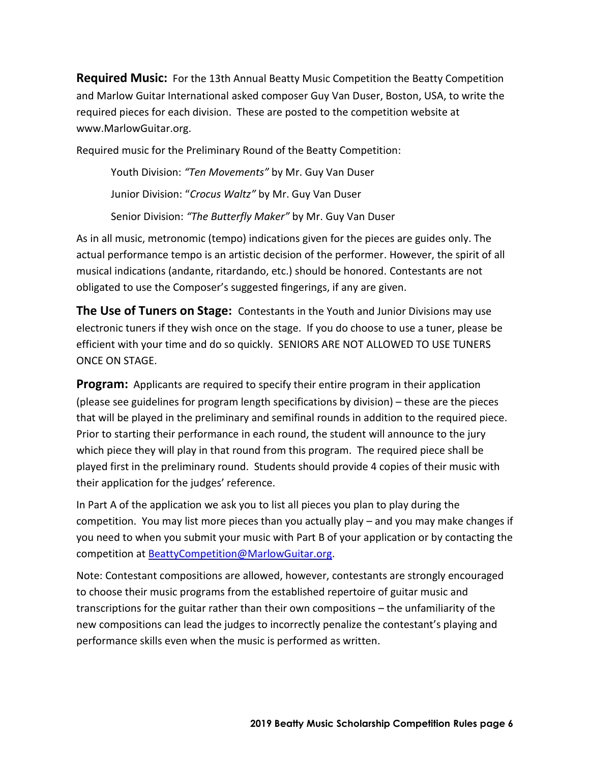**Required Music:** For the 13th Annual Beatty Music Competition the Beatty Competition and Marlow Guitar International asked composer Guy Van Duser, Boston, USA, to write the required pieces for each division. These are posted to the competition website at www.MarlowGuitar.org.

Required music for the Preliminary Round of the Beatty Competition:

Youth Division: *"Ten Movements"* by Mr. Guy Van Duser

Junior Division: "*Crocus Waltz"* by Mr. Guy Van Duser

Senior Division: *"The Butterfly Maker"* by Mr. Guy Van Duser

As in all music, metronomic (tempo) indications given for the pieces are guides only. The actual performance tempo is an artistic decision of the performer. However, the spirit of all musical indications (andante, ritardando, etc.) should be honored. Contestants are not obligated to use the Composer's suggested fingerings, if any are given.

**The Use of Tuners on Stage:** Contestants in the Youth and Junior Divisions may use electronic tuners if they wish once on the stage. If you do choose to use a tuner, please be efficient with your time and do so quickly. SENIORS ARE NOT ALLOWED TO USE TUNERS ONCE ON STAGE.

**Program:** Applicants are required to specify their entire program in their application (please see guidelines for program length specifications by division) – these are the pieces that will be played in the preliminary and semifinal rounds in addition to the required piece. Prior to starting their performance in each round, the student will announce to the jury which piece they will play in that round from this program. The required piece shall be played first in the preliminary round. Students should provide 4 copies of their music with their application for the judges' reference.

In Part A of the application we ask you to list all pieces you plan to play during the competition. You may list more pieces than you actually play – and you may make changes if you need to when you submit your music with Part B of your application or by contacting the competition at BeattyCompetition@MarlowGuitar.org.

Note: Contestant compositions are allowed, however, contestants are strongly encouraged to choose their music programs from the established repertoire of guitar music and transcriptions for the guitar rather than their own compositions – the unfamiliarity of the new compositions can lead the judges to incorrectly penalize the contestant's playing and performance skills even when the music is performed as written.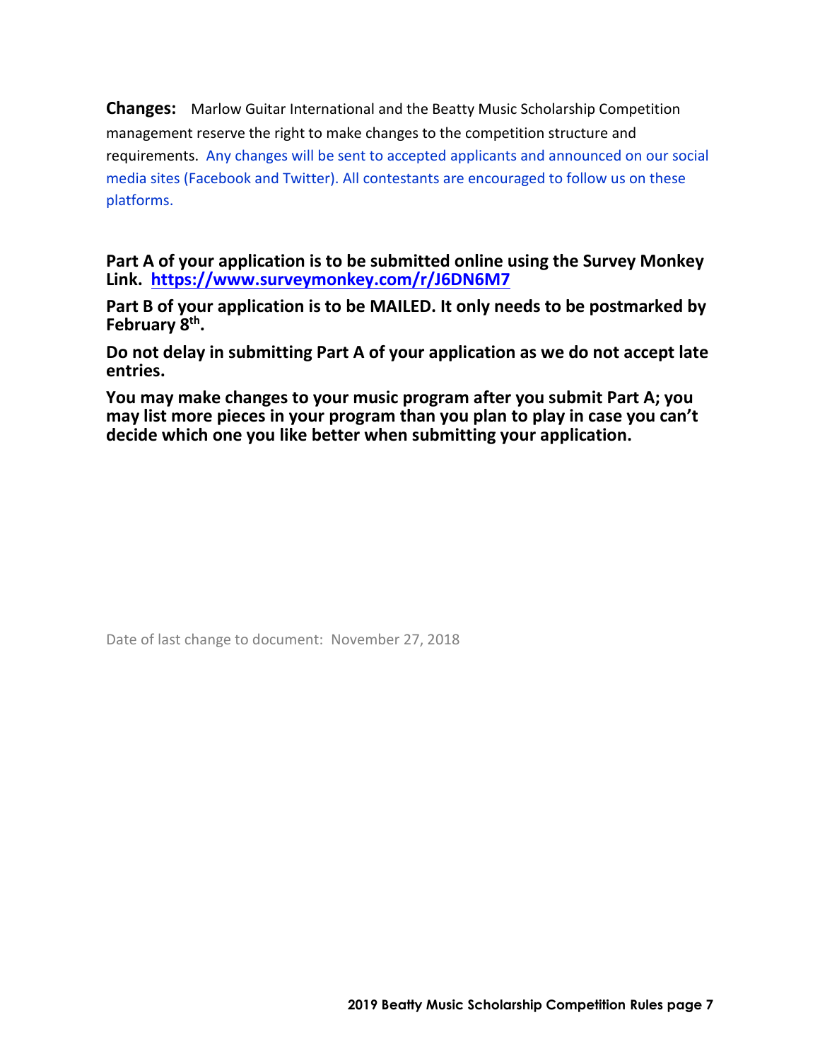**Changes:** Marlow Guitar International and the Beatty Music Scholarship Competition management reserve the right to make changes to the competition structure and requirements. Any changes will be sent to accepted applicants and announced on our social media sites (Facebook and Twitter). All contestants are encouraged to follow us on these platforms.

**Part A of your application is to be submitted online using the Survey Monkey Link. [https://www.surveymonkey.com/r/J6DN6M7](https://www.surveymonkey.com/r/J6DN6M7)**

**Part B of your application is to be MAILED. It only needs to be postmarked by February 8th.**

**Do not delay in submitting Part A of your application as we do not accept late entries.**

**You may make changes to your music program after you submit Part A; you may list more pieces in your program than you plan to play in case you can't decide which one you like better when submitting your application.**

Date of last change to document: November 27, 2018